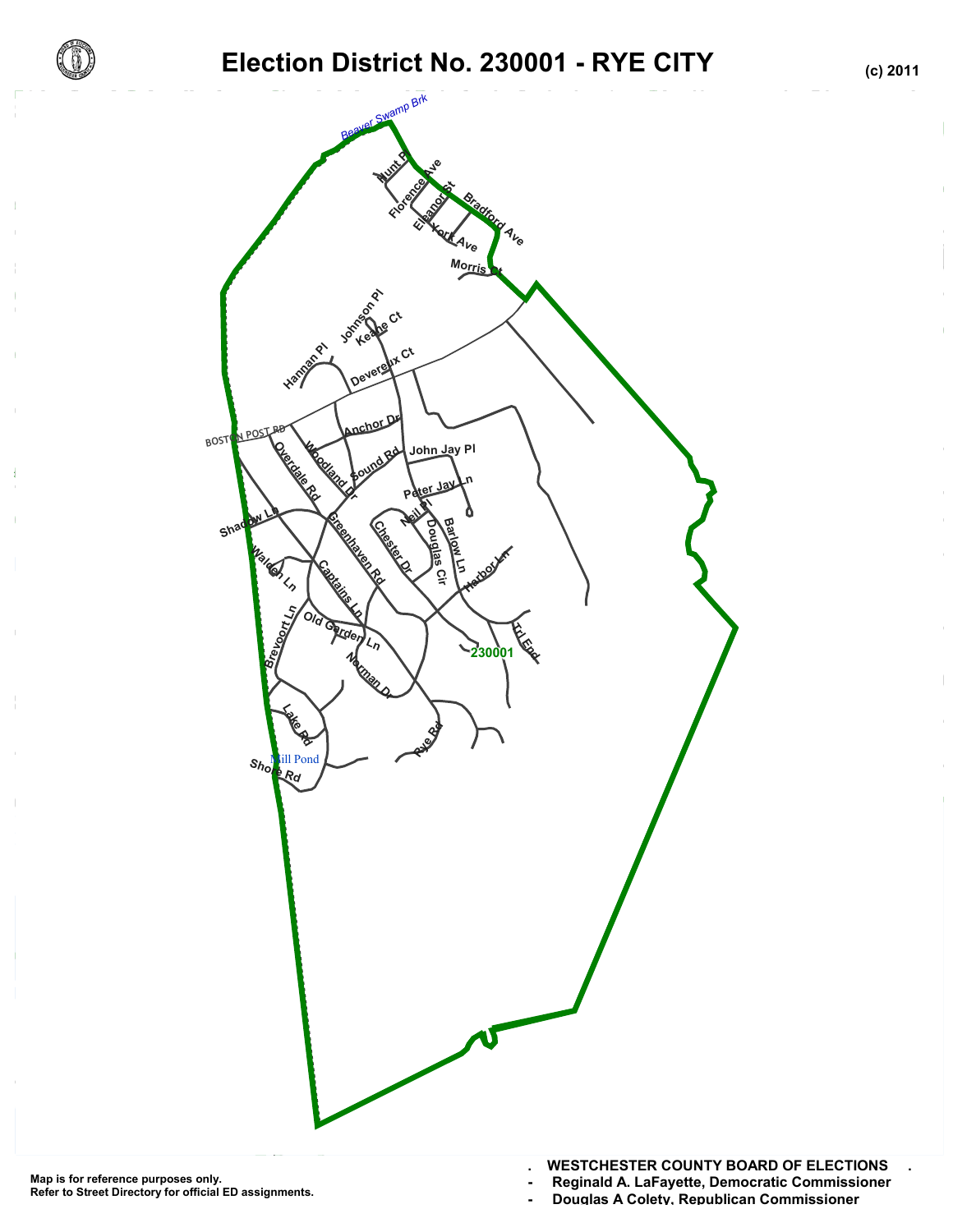# Election District No. 230001 - RYE CITY

(c) 2011

Beaver Swamp Brk

Hunt Pl

Florence Ave

Eleanor St

Bradford Ave

York Ave

Morris Ct

Johnson Pl

Keane Ct

Hannan Pl

Devereux Ct

BOSTON POST RD

Anchor Dr

Overdale Rd

Woodland Dr

Sound Rd

John Jay Pl

Peter Jay Ln

Shadow Ln

Neil Pl

Greenhaven Rd

Chester Dr

Douglas Cir

Barlow Ln

Walden Ln

Harbor Ln

Captains Ln

Brevoort Ln

Old Garden Ln

Trl End

230001

Norman Dr

Lake Rd

Rye Rd

Mill Pond

Shore Rd

Map is for reference purposes only.
Refer to Street Directory for official ED assignments.

**WESTCHESTER COUNTY BOARD OF ELECTIONS**

- **Reginald A. LaFayette, Democratic Commissioner**
- **Douglas A Colety, Republican Commissioner**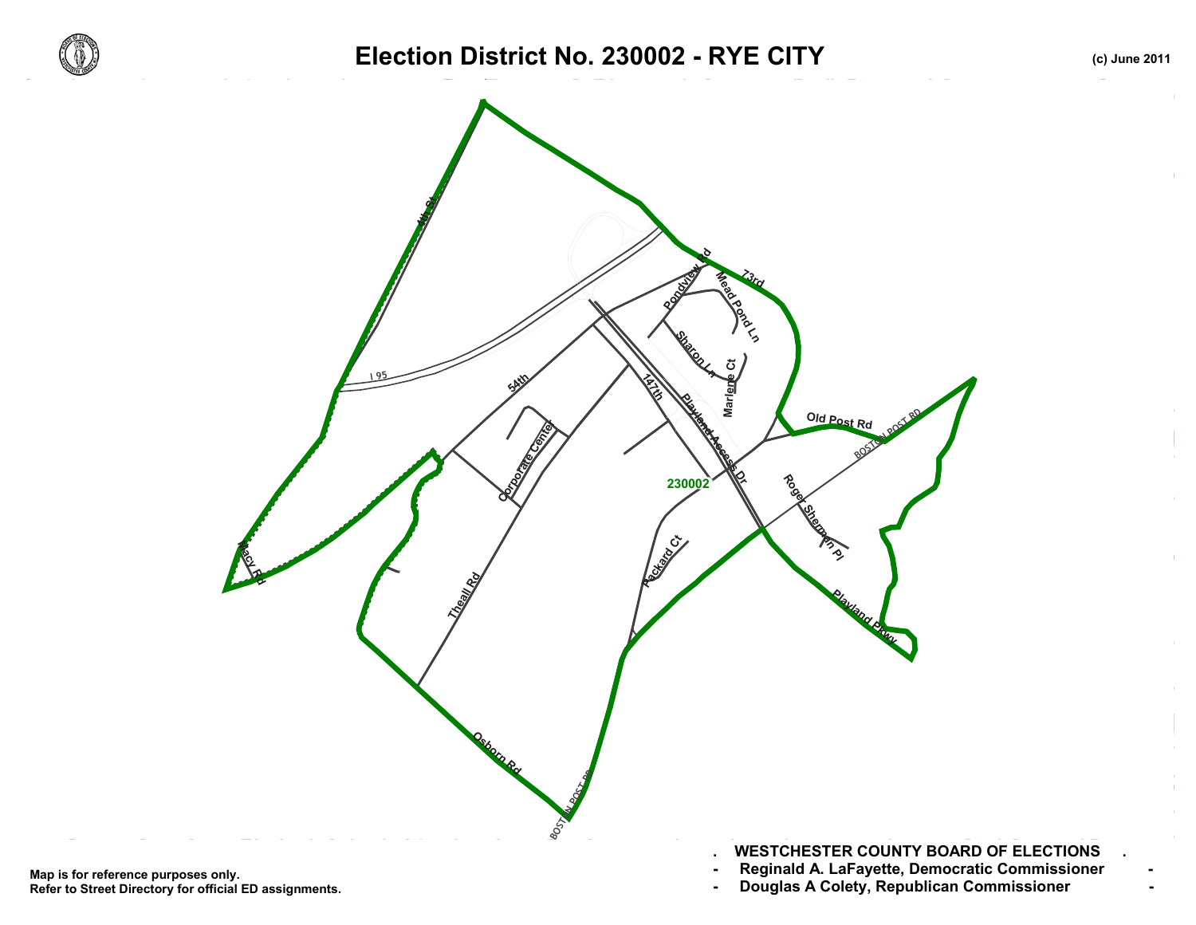# Election District No. 230002 - RYE CITY

(c) June 2011

Map is for reference purposes only.
Refer to Street Directory for official ED assignments.

**WESTCHESTER COUNTY BOARD OF ELECTIONS**

**Reginald A. LaFayette, Democratic Commissioner**

**Douglas A Colety, Republican Commissioner**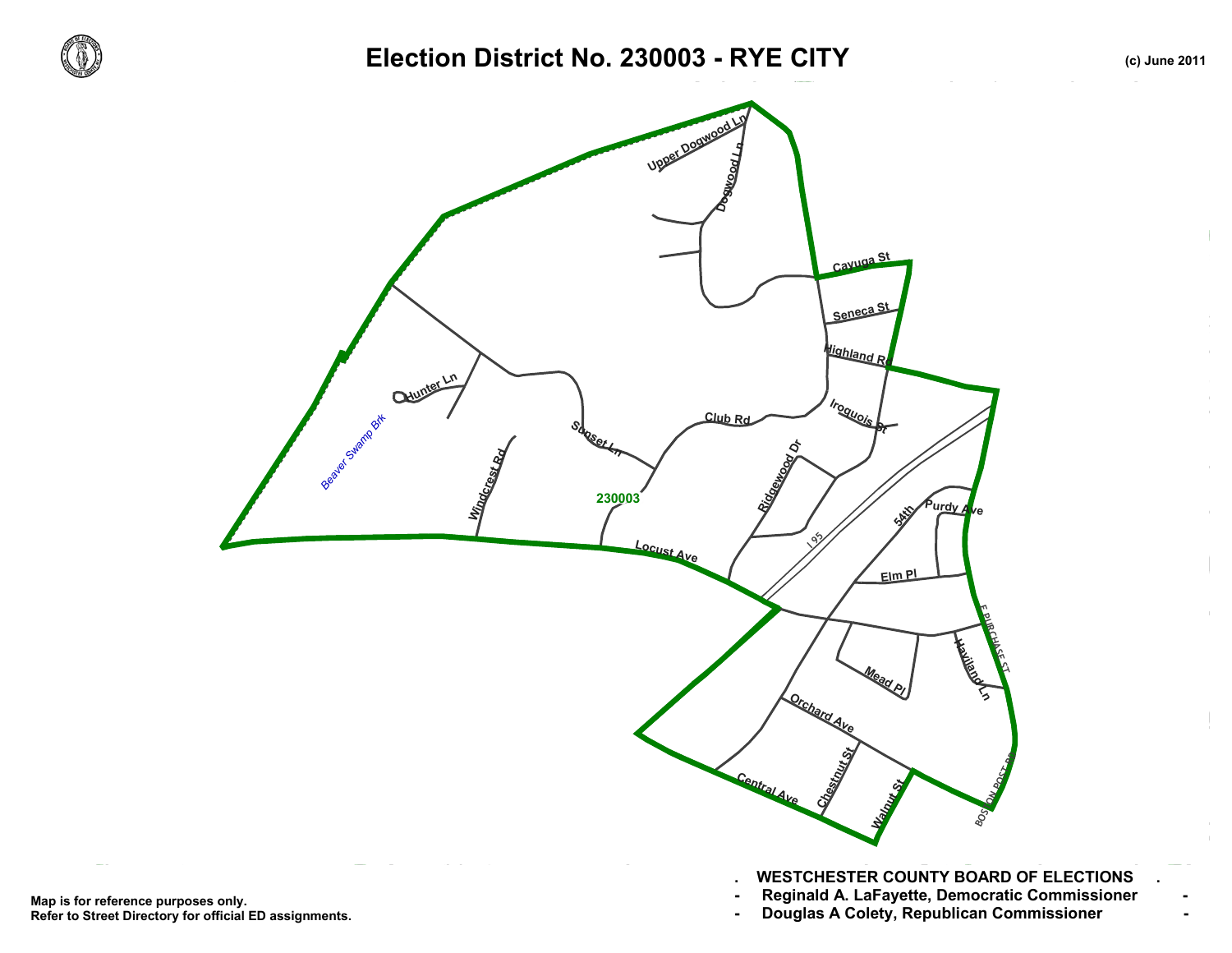# Election District No. 230003 - RYE CITY

(c) June 2011

Map is for reference purposes only.
Refer to Street Directory for official ED assignments.

**. WESTCHESTER COUNTY BOARD OF ELECTIONS .**

**- Reginald A. LaFayette, Democratic Commissioner -**

**- Douglas A Colety, Republican Commissioner -**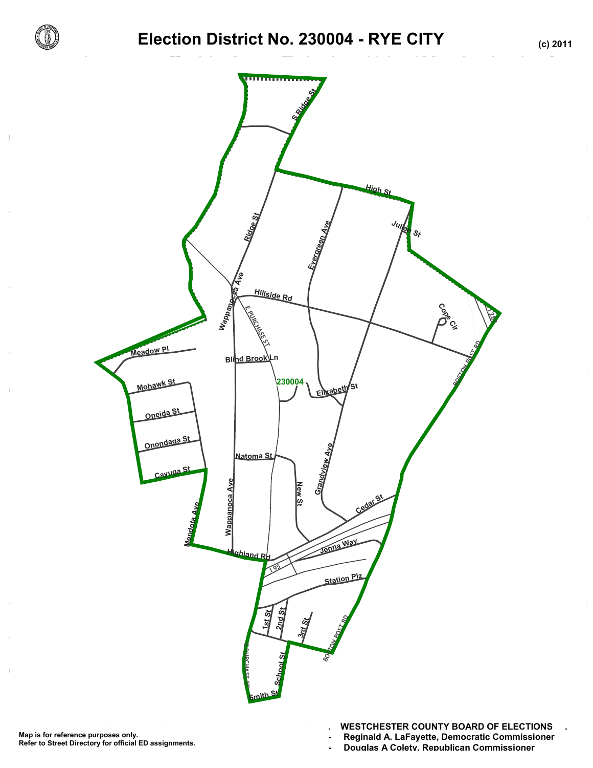# Election District No. 230004 - RYE CITY

(c) 2011

S Ridge St

Ridge St

High St

Evergreen Ave

Julian St

Wappanocca Ave

Hillside Rd

E PURCHASE ST

Cope Cir

Meadow Pl

Blind Brook Ln

BOSTON POST RD

230004

Elizabeth St

Mohawk St

Oneida St

Onondaga St

Natoma St

Cayuga St

Grandview Ave

New St

Wappanocca Ave

Cedar St

Mendota Ave

Highland Rd

Jenna Way

I 95

Station Plz

1st St

2nd St

3rd St

BOSTON POST RD

PURCHASE ST

School St

Smith St

Map is for reference purposes only.
Refer to Street Directory for official ED assignments.

. WESTCHESTER COUNTY BOARD OF ELECTIONS .
- Reginald A. LaFayette, Democratic Commissioner
- Douglas A Colety, Republican Commissioner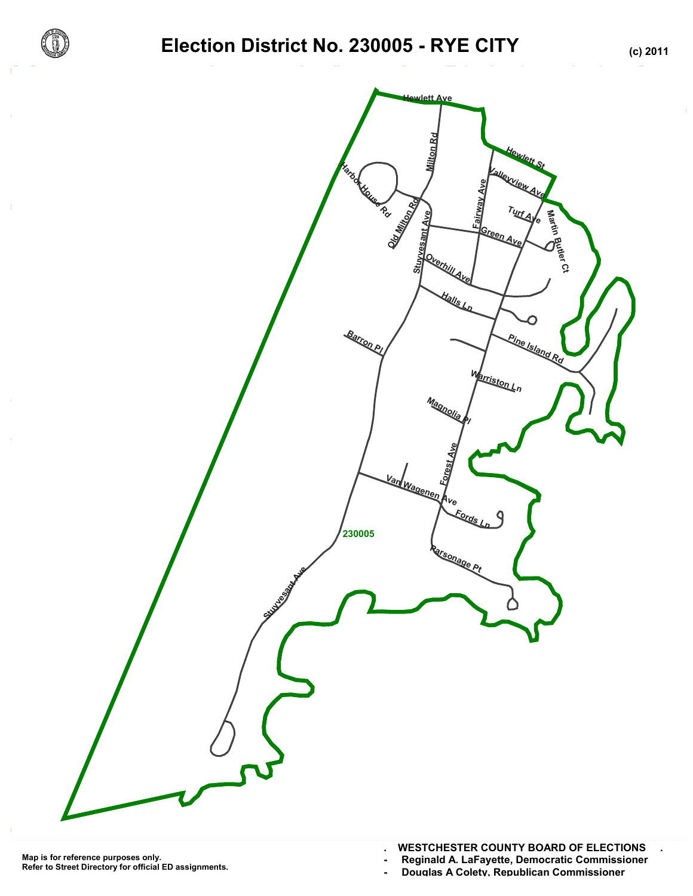# Election District No. 230005 - RYE CITY

(c) 2011

Hewlett Ave
Hewlett St
Milton Rd
Harbor House Rd
Old Milton Rd
Fairway Ave
Valleyview Ave
Turf Ave
Martin Butler Ct
Stuyvesant Ave
Green Ave
Overhill Ave
Halls Ln
Barron Pl
Pine Island Rd
Warriston Ln
Magnolia Pl
Forest Ave
Van Wagenen Ave
Fords Ln
230005
Parsonage Pt
Stuyvesant Ave

Map is for reference purposes only.
Refer to Street Directory for official ED assignments.

**WESTCHESTER COUNTY BOARD OF ELECTIONS**
- **Reginald A. LaFayette, Democratic Commissioner**
- **Douglas A Colety, Republican Commissioner**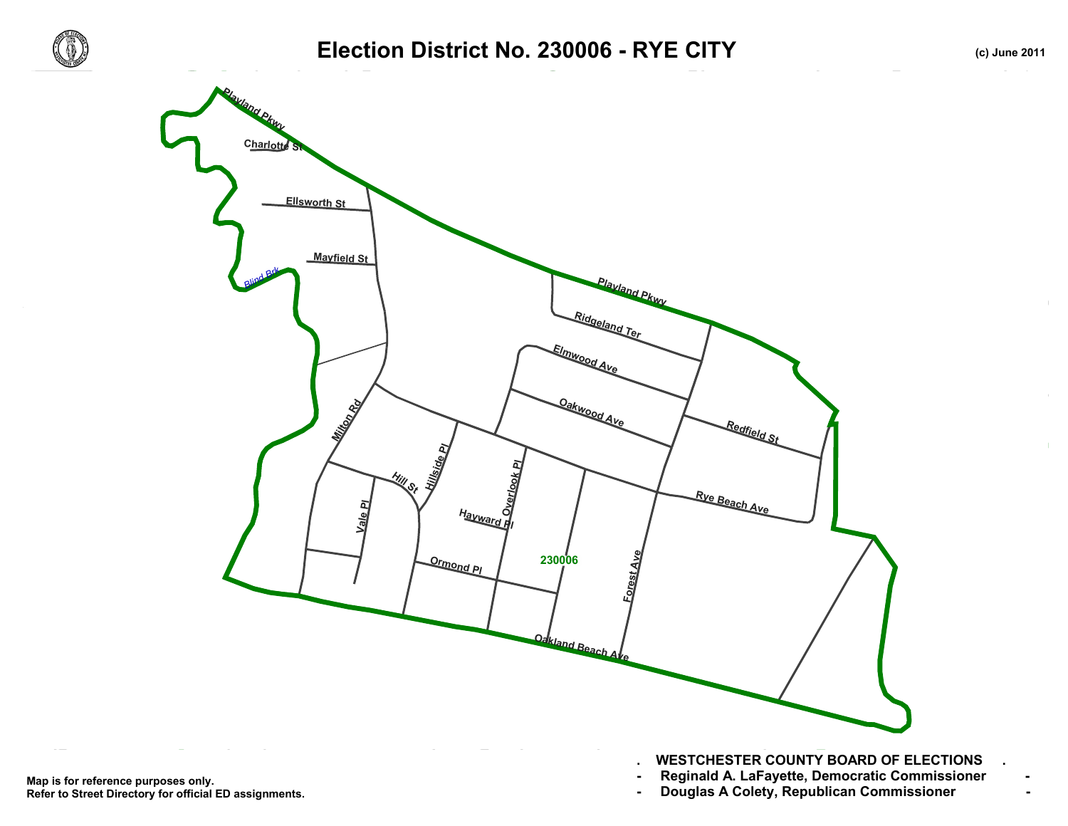# Election District No. 230006 - RYE CITY

(c) June 2011

Playland Pkwy

Charlotte St

Ellsworth St

Mayfield St

Blind Brk

Playland Pkwy

Ridgeland Ter

Elmwood Ave

Oakwood Ave

Redfield St

Milton Rd

Hillside Pl

Overlook Pl

Hill St

Vale Pl

Hayward Pl

Rye Beach Ave

230006

Ormond Pl

Forest Ave

Oakland Beach Ave

Map is for reference purposes only.
Refer to Street Directory for official ED assignments.

**WESTCHESTER COUNTY BOARD OF ELECTIONS**

**Reginald A. LaFayette, Democratic Commissioner**

**Douglas A Colety, Republican Commissioner**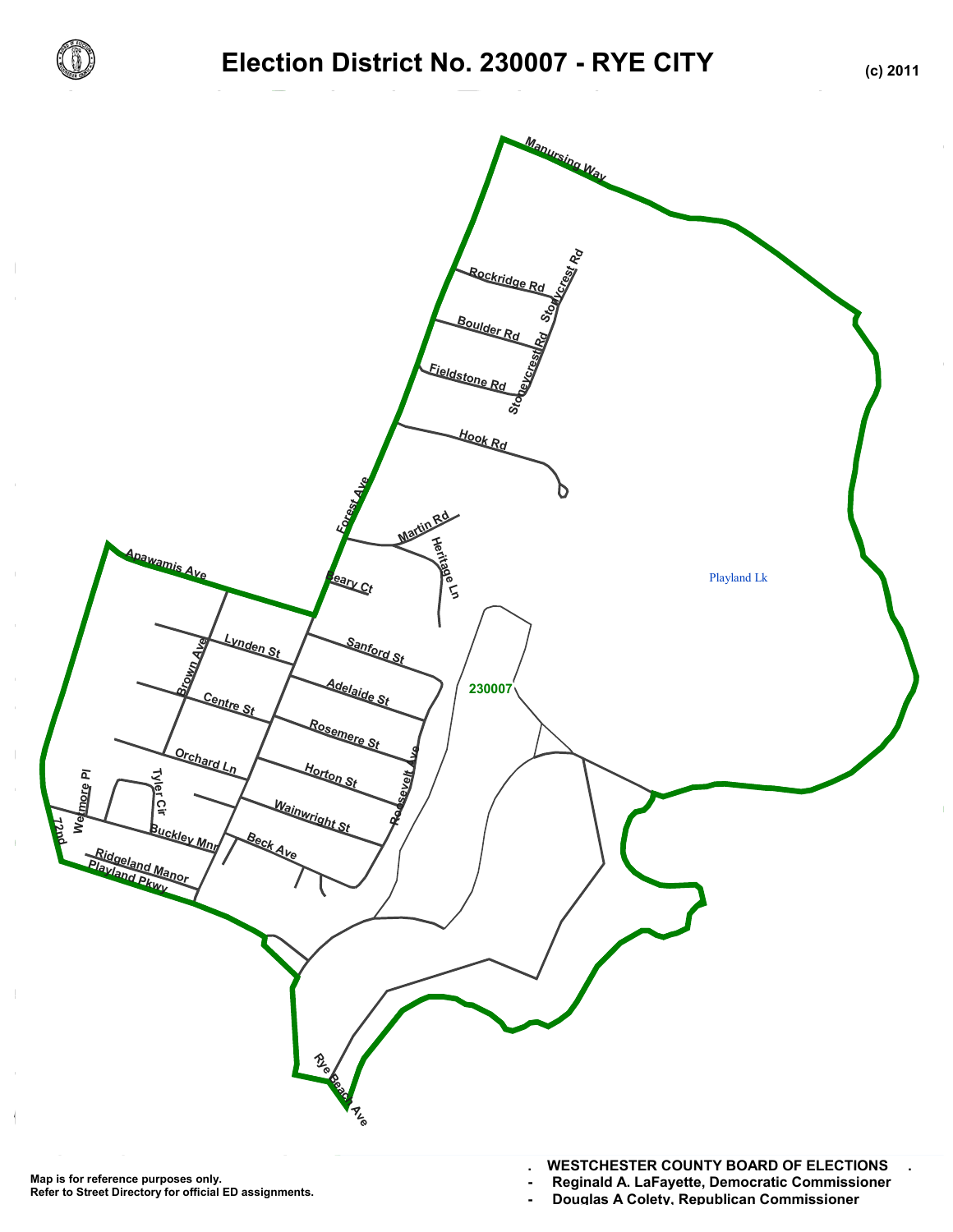# Election District No. 230007 - RYE CITY

(c) 2011

Manursing Way

Rockridge Rd

Stoneycrest Rd

Boulder Rd

Fieldstone Rd

Hook Rd

Forest Ave

Martin Rd

Heritage Ln

Apawamis Ave

Beary Ct

Playland Lk

Lynden St

Sanford St

Brown Ave

Adelaide St

230007

Centre St

Rosemere St

Orchard Ln

Horton St

Roosevelt Ave

Wetmore Pl

Tyler Cir

Wainwright St

72nd

Buckley Mnr

Beck Ave

Ridgeland Manor

Playland Pkwy

Rye Beach Ave

Map is for reference purposes only.
Refer to Street Directory for official ED assignments.

**WESTCHESTER COUNTY BOARD OF ELECTIONS**

- Reginald A. LaFayette, Democratic Commissioner
- Douglas A Colety, Republican Commissioner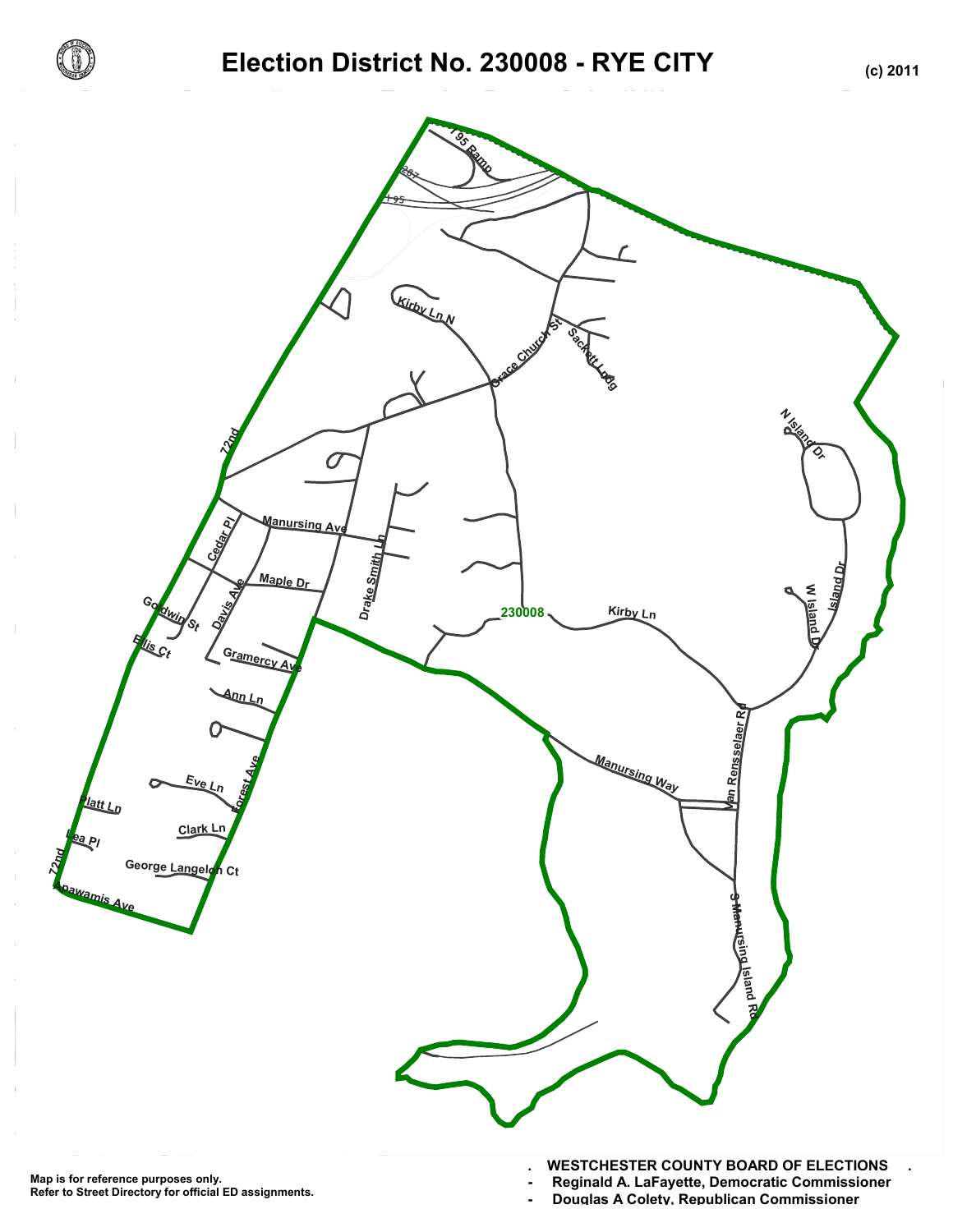# Election District No. 230008 - RYE CITY

(c) 2011

I 95 Ramp

287

I 95

Kirby Ln N

Grace Church St

Sackett Lndg

72nd

N Island Dr

Manursing Ave

Cedar Pl

Drake Smith Ln

Maple Dr

Davis Ave

Island Dr

W Island Dr

230008

Kirby Ln

Goodwin St

Ellis Ct

Gramercy Ave

Ann Ln

Van Rensselaer Rd

Manursing Way

Eve Ln

Forest Ave

Platt Ln

Clark Ln

Lea Pl

72nd

George Langeloh Ct

Apawamis Ave

S Manursing Island Rd

Map is for reference purposes only.
Refer to Street Directory for official ED assignments.

**WESTCHESTER COUNTY BOARD OF ELECTIONS**
- **Reginald A. LaFayette, Democratic Commissioner**
- **Douglas A Colety, Republican Commissioner**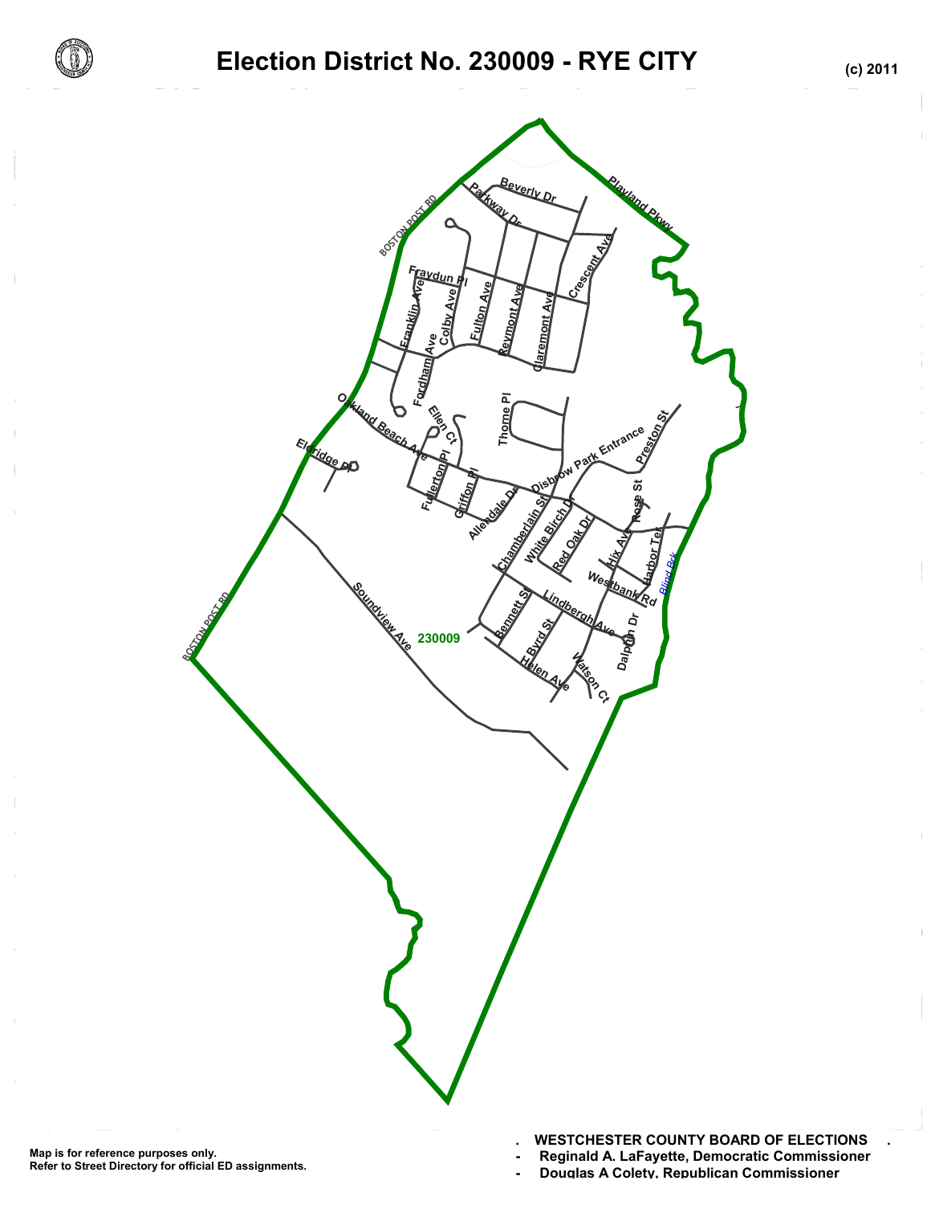# Election District No. 230009 - RYE CITY

(c) 2011

Map is for reference purposes only.
Refer to Street Directory for official ED assignments.

**WESTCHESTER COUNTY BOARD OF ELECTIONS**

- **Reginald A. LaFayette, Democratic Commissioner**
- **Douglas A Colety, Republican Commissioner**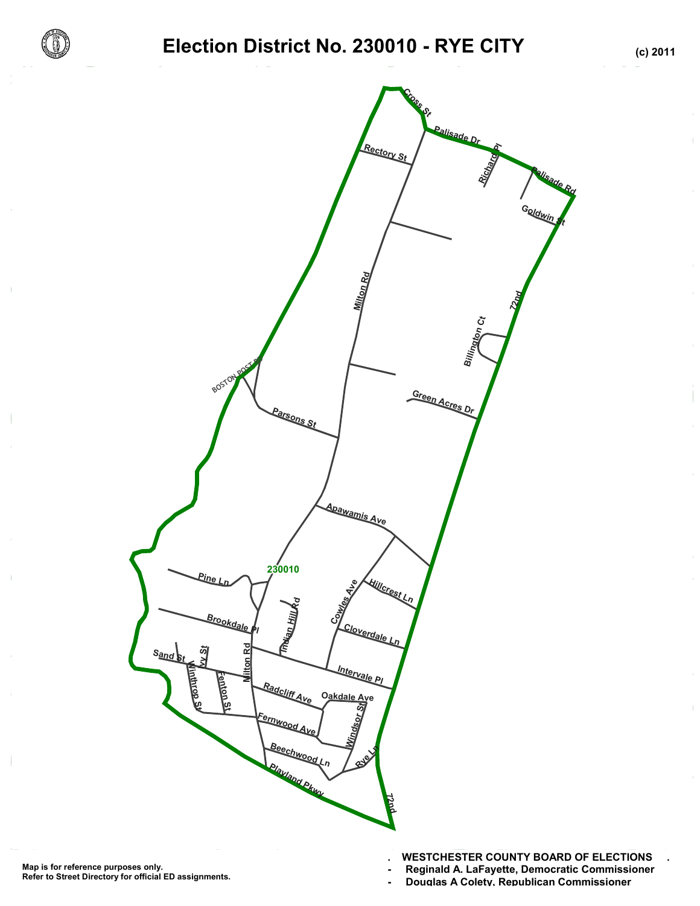# Election District No. 230010 - RYE CITY

(c) 2011

Cross St
Palisade Dr
Rectory St
Richard Pl
Palisade Rd
Goldwin St
Milton Rd
72nd
Billington Ct
BOSTON POST RD
Green Acres Dr
Parsons St
Apawamis Ave
230010
Pine Ln
Hillcrest Ln
Cowles Ave
Indian Hill Rd
Brookdale Pl
Cloverdale Ln
Sand St
Ivy St
Milton Rd
Intervale Pl
Winthrop St
Fenton St
Radcliff Ave
Oakdale Ave
Windsor St
Fernwood Ave
Beechwood Ln
Rye Ln
Playland Pkwy
72nd

Map is for reference purposes only.
Refer to Street Directory for official ED assignments.

**WESTCHESTER COUNTY BOARD OF ELECTIONS**

- **Reginald A. LaFayette, Democratic Commissioner**
- **Douglas A Colety, Republican Commissioner**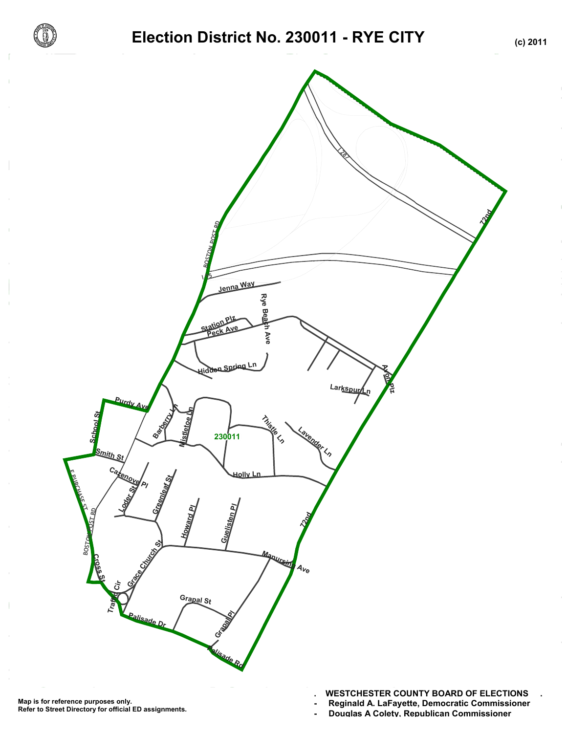# Election District No. 230011 - RYE CITY

(c) 2011

Map is for reference purposes only.
Refer to Street Directory for official ED assignments.

**WESTCHESTER COUNTY BOARD OF ELECTIONS**

- **Reginald A. LaFayette, Democratic Commissioner**
- **Douglas A Colety, Republican Commissioner**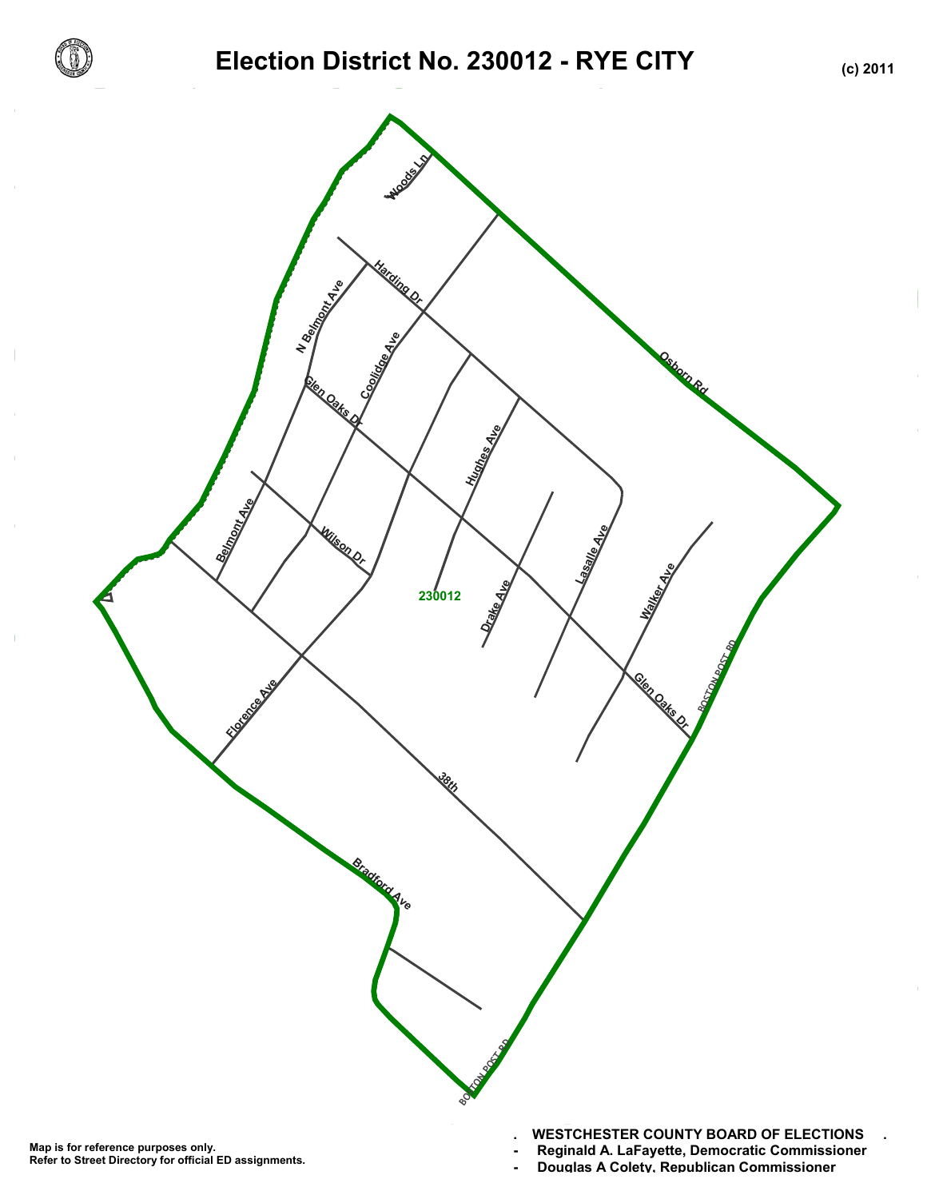# Election District No. 230012 - RYE CITY

(c) 2011

Woods Ln

Harding Dr

N Belmont Ave

Coolidge Ave

Osborn Rd

Glen Oaks Dr

Hughes Ave

Belmont Ave

Wilson Dr

Lasalle Ave

230012

Drake Ave

Walker Ave

Glen Oaks Dr

BOSTON POST RD

Florence Ave

38th

Bradford Ave

BOSTON POST RD

Map is for reference purposes only.
Refer to Street Directory for official ED assignments.

**WESTCHESTER COUNTY BOARD OF ELECTIONS**

- **Reginald A. LaFayette, Democratic Commissioner**
- **Douglas A Colety, Republican Commissioner**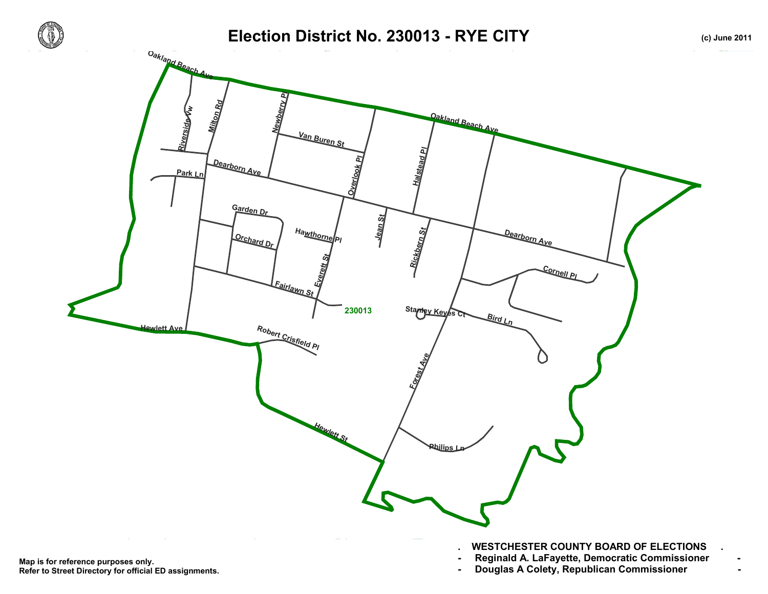# Election District No. 230013 - RYE CITY

(c) June 2011

Oakland Beach Ave

Riverside Vw

Milton Rd

Newberry Pl

Van Buren St

Overlook Pl

Oakland Beach Ave

Halstead Pl

Park Ln

Dearborn Ave

Garden Dr

Hawthorne Pl

Jean St

Rickbern St

Dearborn Ave

Orchard Dr

Everett St

Cornell Pl

Fairlawn St

230013

Stanley Keyes Ct

Bird Ln

Hewlett Ave

Robert Crisfield Pl

Forest Ave

Hewlett St

Philips Ln

Map is for reference purposes only.
Refer to Street Directory for official ED assignments.

**WESTCHESTER COUNTY BOARD OF ELECTIONS**

**Reginald A. LaFayette, Democratic Commissioner**

**Douglas A Colety, Republican Commissioner**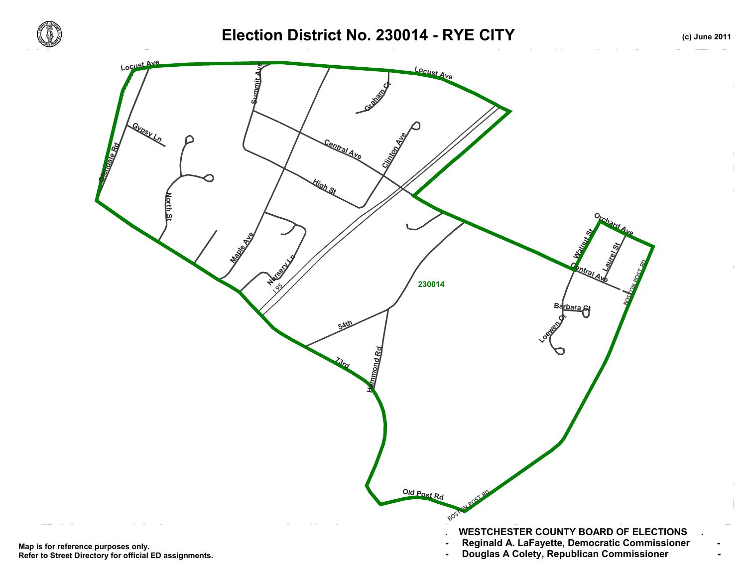# Election District No. 230014 - RYE CITY

(c) June 2011

Locust Ave
Locust Ave
Summit Ave
Graham Ct
Gypsy Ln
Glendale Rd
Central Ave
Clinton Ave
High St
North St
Maple Ave
Nursery Ln
I 95
230014
Orchard Ave
Walnut St
Laurel St
Central Ave
BOSTON POST RD
Barbara Ct
Loewen Ct
54th
73rd
Hammond Rd
Old Post Rd
BOSTON POST RD

Map is for reference purposes only.
Refer to Street Directory for official ED assignments.

**WESTCHESTER COUNTY BOARD OF ELECTIONS**
- **Reginald A. LaFayette, Democratic Commissioner**
- **Douglas A Colety, Republican Commissioner**